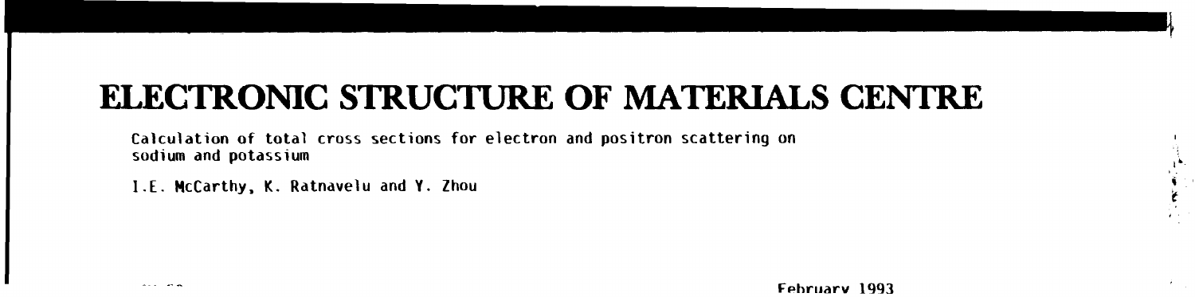# ELECTRONIC STRUCTURE OF MATERIALS CENTRE

Calculation of total cross sections for electron and positron scattering on sodium and potassium

I.E. McCarthy, K. Ratnavelu and Y. Zhou

February 1993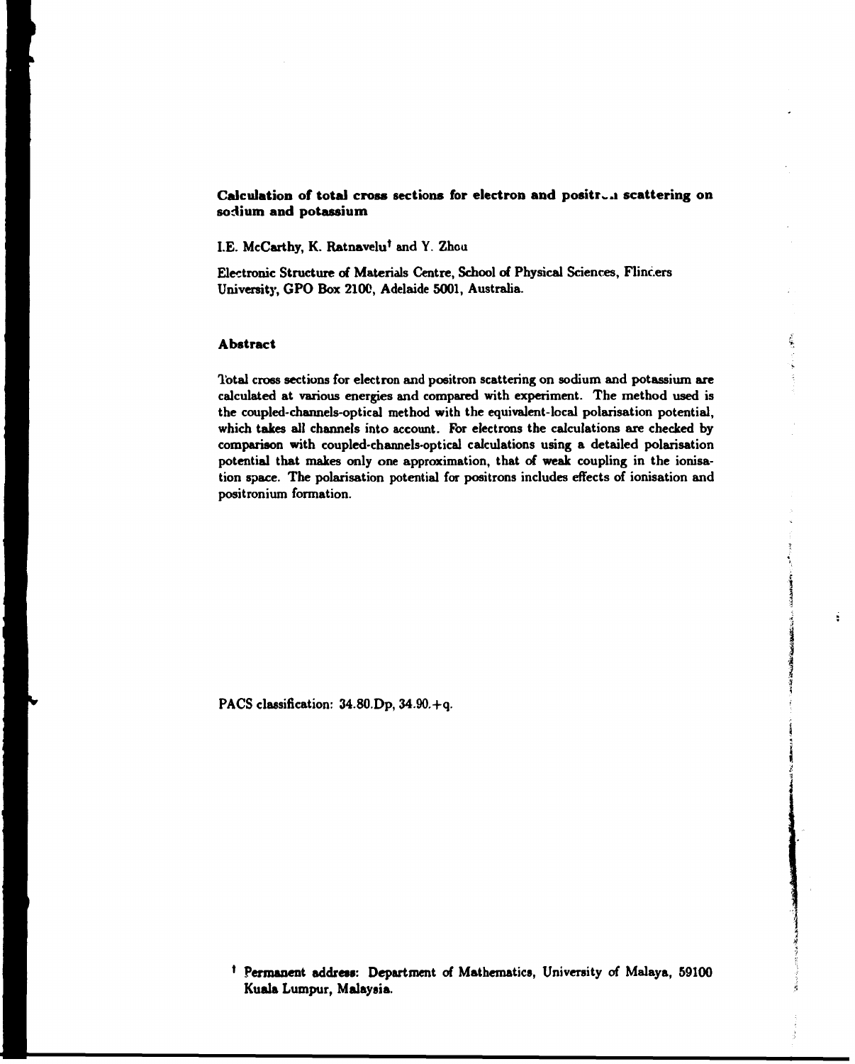**Calculation of total cross sections for electron and positron scattering on sodium and potassium**

I.E. McCarthy, K. Ratnavelu[†] and Y. Zhou

Electronic Structure of Materials Centre, School of Physical Sciences, Flinders University, GPO Box 2100, Adelaide 5001, Australia.

## Abstract

Total cross sections for electron and positron scattering on sodium and potassium are calculated at various energies and compared with experiment. The method used is the coupled-channels-optical method with the equivalent-local polarisation potential, which takes all channels into account. For electrons the calculations are checked by comparison with coupled-channels-optical calculations using a detailed polarisation potential that makes only one approximation, that of weak coupling in the ionisation space. The polarisation potential for positrons includes effects of ionisation and positronium formation.

PACS classification: 34.80.Dp, 34.90.+q.

[†] Permanent address: Department of Mathematics, University of Malaya, 59100 Kuala Lumpur, Malaysia.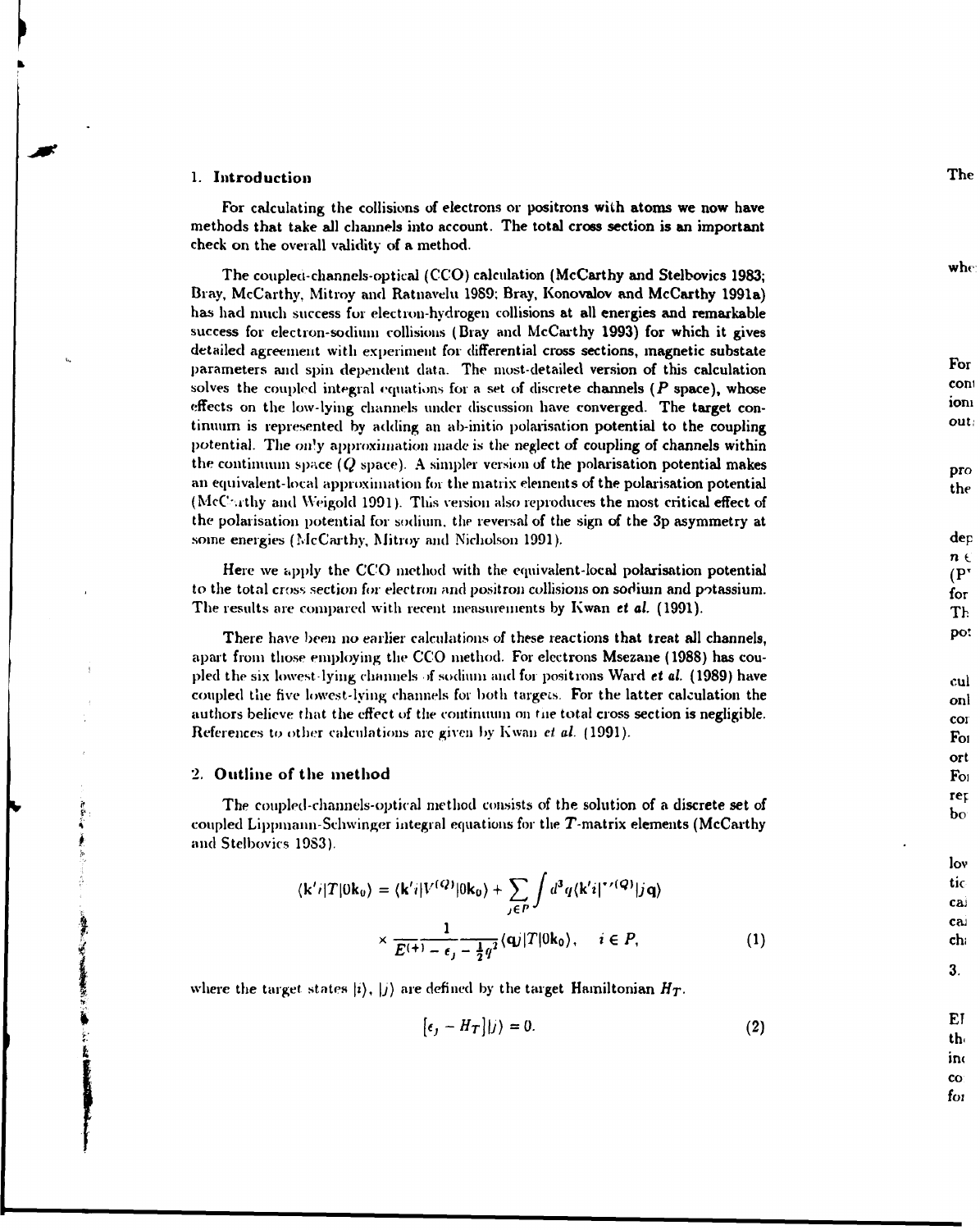## 1. Introduction

For calculating the collisions of electrons or positrons with atoms we now have methods that take all channels into account. The total cross section is an important check on the overall validity of a method.

The coupled-channels-optical (CCO) calculation (McCarthy and Stelbovics 1983; Bray, McCarthy, Mitroy and Ratnavelu 1989; Bray, Konovalov and McCarthy 1991a) has had much success for electron-hydrogen collisions at all energies and remarkable success for electron-sodium collisions (Bray and McCarthy 1993) for which it gives detailed agreement with experiment for differential cross sections, magnetic substate parameters and spin dependent data. The most-detailed version of this calculation solves the coupled integral equations for a set of discrete channels ($P$ space), whose effects on the low-lying channels under discussion have converged. The target continuum is represented by adding an ab-initio polarisation potential to the coupling potential. The only approximation made is the neglect of coupling of channels within the continuum space ($Q$ space). A simpler version of the polarisation potential makes an equivalent-local approximation for the matrix elements of the polarisation potential (McCarthy and Weigold 1991). This version also reproduces the most critical effect of the polarisation potential for sodium, the reversal of the sign of the 3p asymmetry at some energies (McCarthy, Mitroy and Nicholson 1991).

Here we apply the CCO method with the equivalent-local polarisation potential to the total cross section for electron and positron collisions on sodium and potassium. The results are compared with recent measurements by Kwan *et al.* (1991).

There have been no earlier calculations of these reactions that treat all channels, apart from those employing the CCO method. For electrons Msezane (1988) has coupled the six lowest-lying channels of sodium and for positrons Ward *et al.* (1989) have coupled the five lowest-lying channels for both targets. For the latter calculation the authors believe that the effect of the continuum on the total cross section is negligible. References to other calculations are given by Kwan *et al.* (1991).

## 2. Outline of the method

The coupled-channels-optical method consists of the solution of a discrete set of coupled Lippmann-Schwinger integral equations for the $T$-matrix elements (McCarthy and Stelbovics 1983).

$$\langle \mathbf{k}' i|T|0\mathbf{k}_0\rangle = \langle \mathbf{k}' i|V^{(Q)}|0\mathbf{k}_0\rangle + \sum_{j\in P} \int d^3q \langle \mathbf{k}' i|V^{(Q)}|j\mathbf{q}\rangle \times \frac{1}{E^{(+)} - \epsilon_j - \frac{1}{2}q^2} \langle \mathbf{q} j|T|0\mathbf{k}_0\rangle, \quad i \in P, \tag{1}$$

where the target states $|i\rangle$, $|j\rangle$ are defined by the target Hamiltonian $H_T$.

$$\left[\epsilon_j - H_T\right]|j\rangle = 0. \tag{2}$$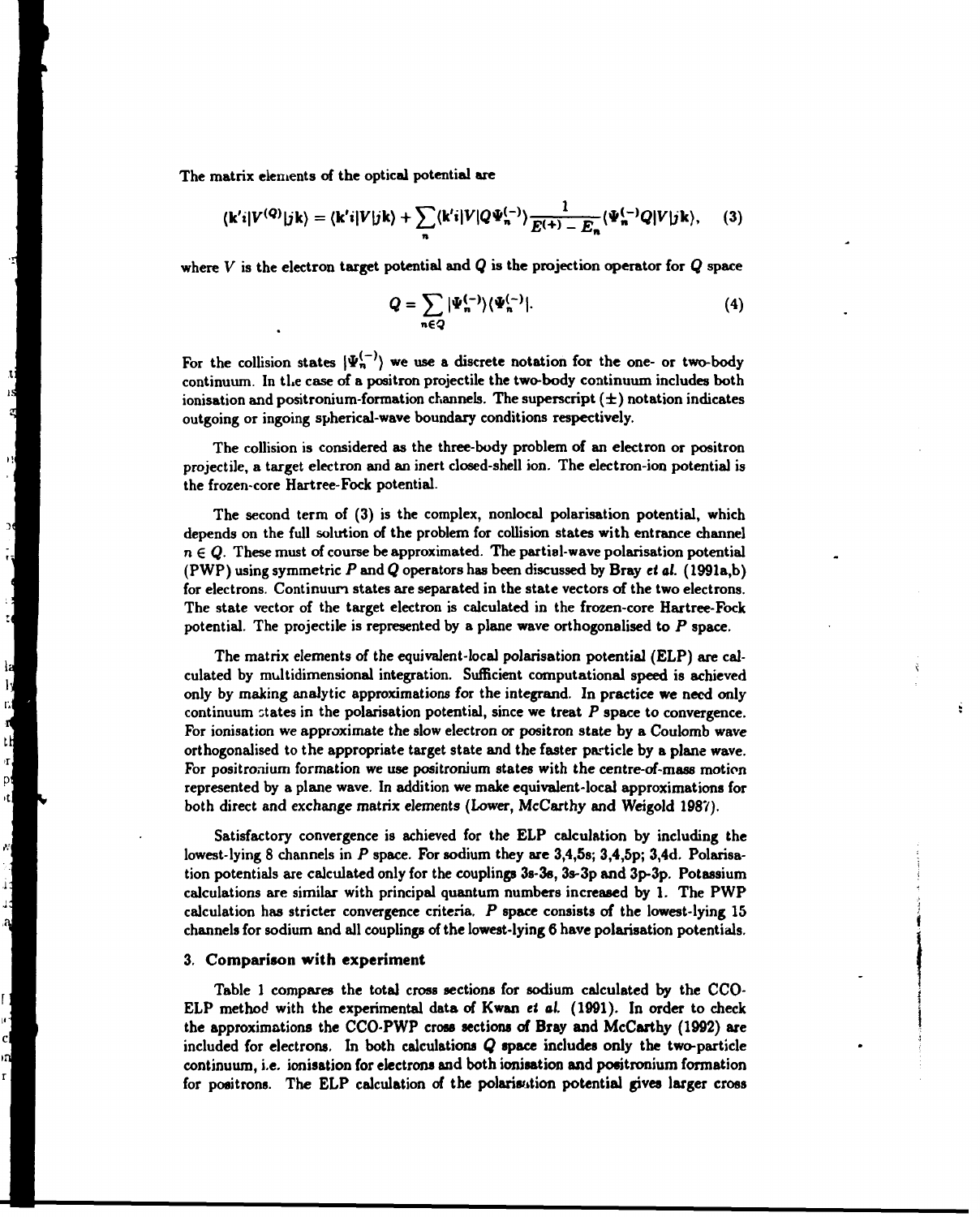The matrix elements of the optical potential are

$$\langle \mathbf{k}'i|V^{(Q)}|j\mathbf{k}\rangle = \langle \mathbf{k}'i|V|j\mathbf{k}\rangle + \sum_n \langle \mathbf{k}'i|VQ\Psi_n^{(-)}\rangle \frac{1}{E^{(+)} - E_n} \langle \Psi_n^{(-)}Q|V|j\mathbf{k}\rangle, \quad (3)$$

where $V$ is the electron target potential and $Q$ is the projection operator for $Q$ space

$$Q = \sum_{n \in Q} |\Psi_n^{(-)}\rangle\langle\Psi_n^{(-)}|. \quad (4)$$

For the collision states $|\Psi_n^{(-)}\rangle$ we use a discrete notation for the one- or two-body continuum. In the case of a positron projectile the two-body continuum includes both ionisation and positronium-formation channels. The superscript $(\pm)$ notation indicates outgoing or ingoing spherical-wave boundary conditions respectively.

The collision is considered as the three-body problem of an electron or positron projectile, a target electron and an inert closed-shell ion. The electron-ion potential is the frozen-core Hartree-Fock potential.

The second term of (3) is the complex, nonlocal polarisation potential, which depends on the full solution of the problem for collision states with entrance channel $n \in Q$. These must of course be approximated. The partial-wave polarisation potential (PWP) using symmetric $P$ and $Q$ operators has been discussed by Bray *et al.* (1991a,b) for electrons. Continuum states are separated in the state vectors of the two electrons. The state vector of the target electron is calculated in the frozen-core Hartree-Fock potential. The projectile is represented by a plane wave orthogonalised to $P$ space.

The matrix elements of the equivalent-local polarisation potential (ELP) are calculated by multidimensional integration. Sufficient computational speed is achieved only by making analytic approximations for the integrand. In practice we need only continuum states in the polarisation potential, since we treat $P$ space to convergence. For ionisation we approximate the slow electron or positron state by a Coulomb wave orthogonalised to the appropriate target state and the faster particle by a plane wave. For positronium formation we use positronium states with the centre-of-mass motion represented by a plane wave. In addition we make equivalent-local approximations for both direct and exchange matrix elements (Lower, McCarthy and Weigold 1987).

Satisfactory convergence is achieved for the ELP calculation by including the lowest-lying 8 channels in $P$ space. For sodium they are 3,4,5s; 3,4,5p; 3,4d. Polarisation potentials are calculated only for the couplings 3s-3s, 3s-3p and 3p-3p. Potassium calculations are similar with principal quantum numbers increased by 1. The PWP calculation has stricter convergence criteria. $P$ space consists of the lowest-lying 15 channels for sodium and all couplings of the lowest-lying 6 have polarisation potentials.

## 3. Comparison with experiment

Table 1 compares the total cross sections for sodium calculated by the CCO-ELP method with the experimental data of Kwan *et al.* (1991). In order to check the approximations the CCO-PWP cross sections of Bray and McCarthy (1992) are included for electrons. In both calculations $Q$ space includes only the two-particle continuum, i.e. ionisation for electrons and both ionisation and positronium formation for positrons. The ELP calculation of the polarisation potential gives larger cross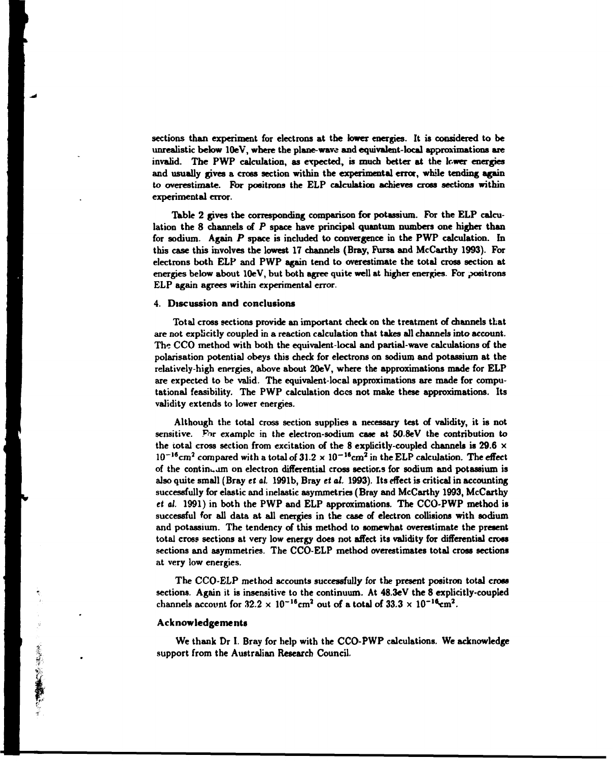sections than experiment for electrons at the lower energies. It is considered to be unrealistic below 10eV, where the plane-wave and equivalent-local approximations are invalid. The PWP calculation, as expected, is much better at the lower energies and usually gives a cross section within the experimental error, while tending again to overestimate. For positrons the ELP calculation achieves cross sections within experimental error.

Table 2 gives the corresponding comparison for potassium. For the ELP calculation the 8 channels of $P$ space have principal quantum numbers one higher than for sodium. Again $P$ space is included to convergence in the PWP calculation. In this case this involves the lowest 17 channels (Bray, Fursa and McCarthy 1993). For electrons both ELP and PWP again tend to overestimate the total cross section at energies below about 10eV, but both agree quite well at higher energies. For positrons ELP again agrees within experimental error.

## 4. Discussion and conclusions

Total cross sections provide an important check on the treatment of channels that are not explicitly coupled in a reaction calculation that takes all channels into account. The CCO method with both the equivalent-local and partial-wave calculations of the polarisation potential obeys this check for electrons on sodium and potassium at the relatively-high energies, above about 20eV, where the approximations made for ELP are expected to be valid. The equivalent-local approximations are made for computational feasibility. The PWP calculation does not make these approximations. Its validity extends to lower energies.

Although the total cross section supplies a necessary test of validity, it is not sensitive. For example in the electron-sodium case at 50.8eV the contribution to the total cross section from excitation of the 8 explicitly-coupled channels is $29.6 \times 10^{-16}\text{cm}^2$ compared with a total of $31.2 \times 10^{-16}\text{cm}^2$ in the ELP calculation. The effect of the continuum on electron differential cross sections for sodium and potassium is also quite small (Bray *et al.* 1991b, Bray *et al.* 1993). Its effect is critical in accounting successfully for elastic and inelastic asymmetries (Bray and McCarthy 1993, McCarthy *et al.* 1991) in both the PWP and ELP approximations. The CCO-PWP method is successful for all data at all energies in the case of electron collisions with sodium and potassium. The tendency of this method to somewhat overestimate the present total cross sections at very low energy does not affect its validity for differential cross sections and asymmetries. The CCO-ELP method overestimates total cross sections at very low energies.

The CCO-ELP method accounts successfully for the present positron total cross sections. Again it is insensitive to the continuum. At 48.3eV the 8 explicitly-coupled channels account for $32.2 \times 10^{-16}\text{cm}^2$ out of a total of $33.3 \times 10^{-16}\text{cm}^2$.

## Acknowledgements

We thank Dr I. Bray for help with the CCO-PWP calculations. We acknowledge support from the Australian Research Council.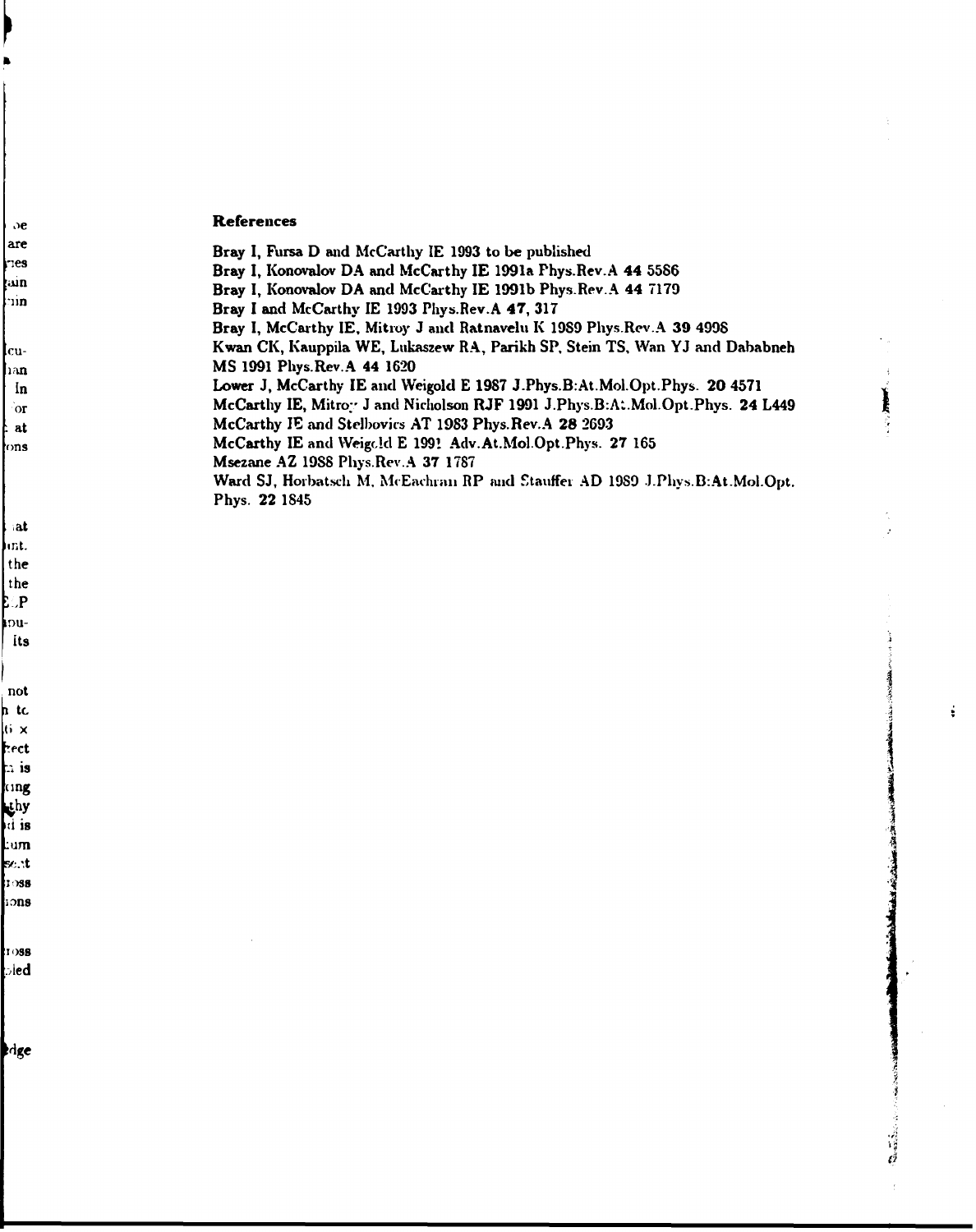## References

Bray I, Fursa D and McCarthy IE 1993 to be published
Bray I, Konovalov DA and McCarthy IE 1991a Phys.Rev.A **44** 5586
Bray I, Konovalov DA and McCarthy IE 1991b Phys.Rev.A **44** 7179
Bray I and McCarthy IE 1993 Phys.Rev.A **47**, 317
Bray I, McCarthy IE, Mitroy J and Ratnavelu K 1989 Phys.Rev.A **39** 4998
Kwan CK, Kauppila WE, Lukaszew RA, Parikh SP, Stein TS, Wan YJ and Dababneh MS 1991 Phys.Rev.A **44** 1620
Lower J, McCarthy IE and Weigold E 1987 J.Phys.B:At.Mol.Opt.Phys. **20** 4571
McCarthy IE, Mitroy J and Nicholson RJF 1991 J.Phys.B:At.Mol.Opt.Phys. **24** L449
McCarthy IE and Stelbovics AT 1983 Phys.Rev.A **28** 2693
McCarthy IE and Weigold E 1991 Adv.At.Mol.Opt.Phys. **27** 165
Msezane AZ 1988 Phys.Rev.A **37** 1787
Ward SJ, Horbatsch M, McEachran RP and Stauffer AD 1989 J.Phys.B:At.Mol.Opt.Phys. **22** 1845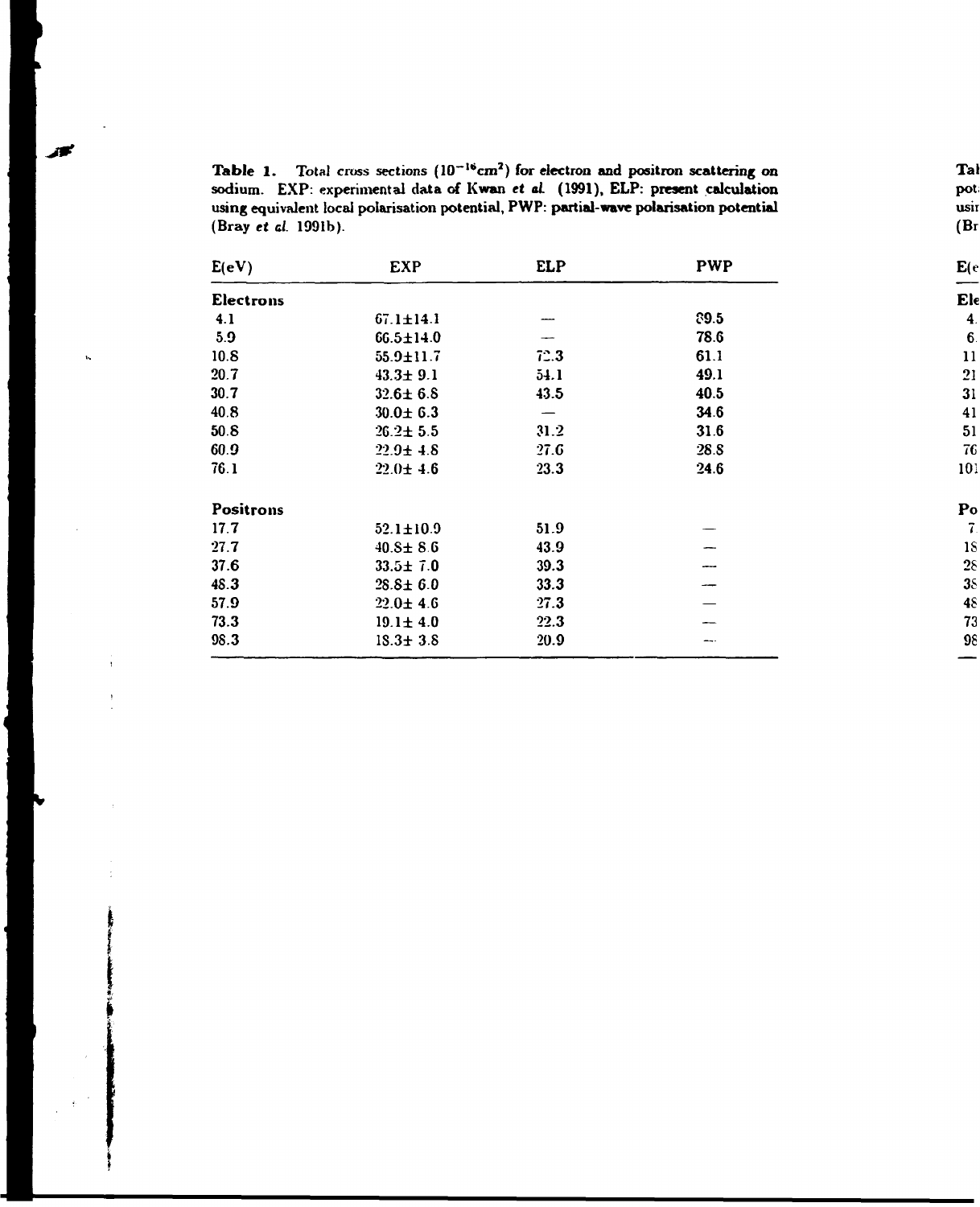**Table 1.** Total cross sections ($10^{-16}$cm$^2$) for electron and positron scattering on sodium. EXP: experimental data of Kwan *et al.* (1991), ELP: present calculation using equivalent local polarisation potential, PWP: partial-wave polarisation potential (Bray *et al.* 1991b).

| E(eV) | EXP | ELP | PWP |
|---|---|---|---|
| **Electrons** | | | |
| 4.1 | 67.1±14.1 | — | 89.5 |
| 5.9 | 66.5±14.0 | — | 78.6 |
| 10.8 | 55.9±11.7 | 72.3 | 61.1 |
| 20.7 | 43.3± 9.1 | 54.1 | 49.1 |
| 30.7 | 32.6± 6.8 | 43.5 | 40.5 |
| 40.8 | 30.0± 6.3 | — | 34.6 |
| 50.8 | 26.2± 5.5 | 31.2 | 31.6 |
| 60.9 | 22.9± 4.8 | 27.6 | 28.8 |
| 76.1 | 22.0± 4.6 | 23.3 | 24.6 |
| **Positrons** | | | |
| 17.7 | 52.1±10.9 | 51.9 | — |
| 27.7 | 40.8± 8.6 | 43.9 | — |
| 37.6 | 33.5± 7.0 | 39.3 | — |
| 48.3 | 28.8± 6.0 | 33.3 | — |
| 57.9 | 22.0± 4.6 | 27.3 | — |
| 73.3 | 19.1± 4.0 | 22.3 | — |
| 98.3 | 18.3± 3.8 | 20.9 | — |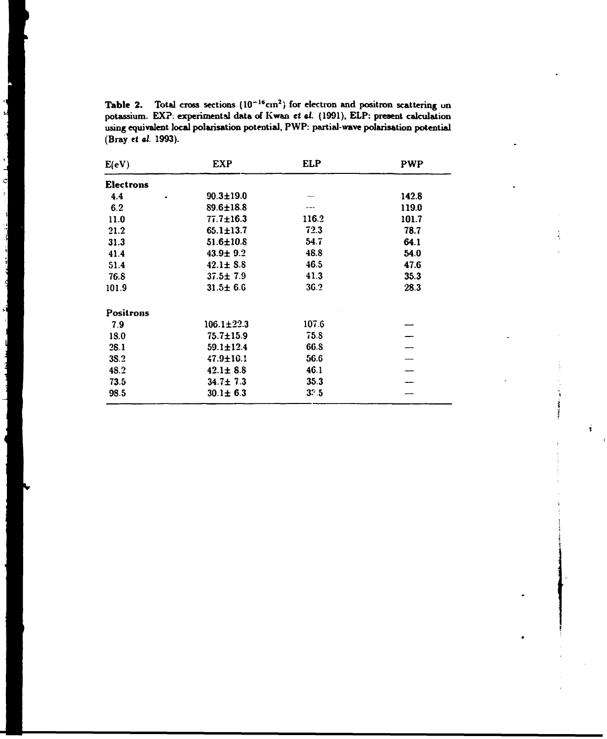**Table 2.** Total cross sections ($10^{-16}$cm$^2$) for electron and positron scattering on potassium. EXP: experimental data of Kwan *et al.* (1991), ELP: present calculation using equivalent local polarisation potential, PWP: partial-wave polarisation potential (Bray *et al.* 1993).

| E(eV) | EXP | ELP | PWP |
|---|---|---|---|
| **Electrons** | | | |
| 4.4 | 90.3±19.0 | — | 142.8 |
| 6.2 | 89.6±18.8 | — | 119.0 |
| 11.0 | 77.7±16.3 | 116.2 | 101.7 |
| 21.2 | 65.1±13.7 | 72.3 | 78.7 |
| 31.3 | 51.6±10.8 | 54.7 | 64.1 |
| 41.4 | 43.9± 9.2 | 48.8 | 54.0 |
| 51.4 | 42.1± 8.8 | 46.5 | 47.6 |
| 76.8 | 37.5± 7.9 | 41.3 | 35.3 |
| 101.9 | 31.5± 6.6 | 36.2 | 28.3 |
| **Positrons** | | | |
| 7.9 | 106.1±22.3 | 107.6 | — |
| 18.0 | 75.7±15.9 | 75.8 | — |
| 28.1 | 59.1±12.4 | 66.8 | — |
| 38.2 | 47.9±10.1 | 56.6 | — |
| 48.2 | 42.1± 8.8 | 46.1 | — |
| 73.5 | 34.7± 7.3 | 35.3 | — |
| 98.5 | 30.1± 6.3 | 32.5 | — |